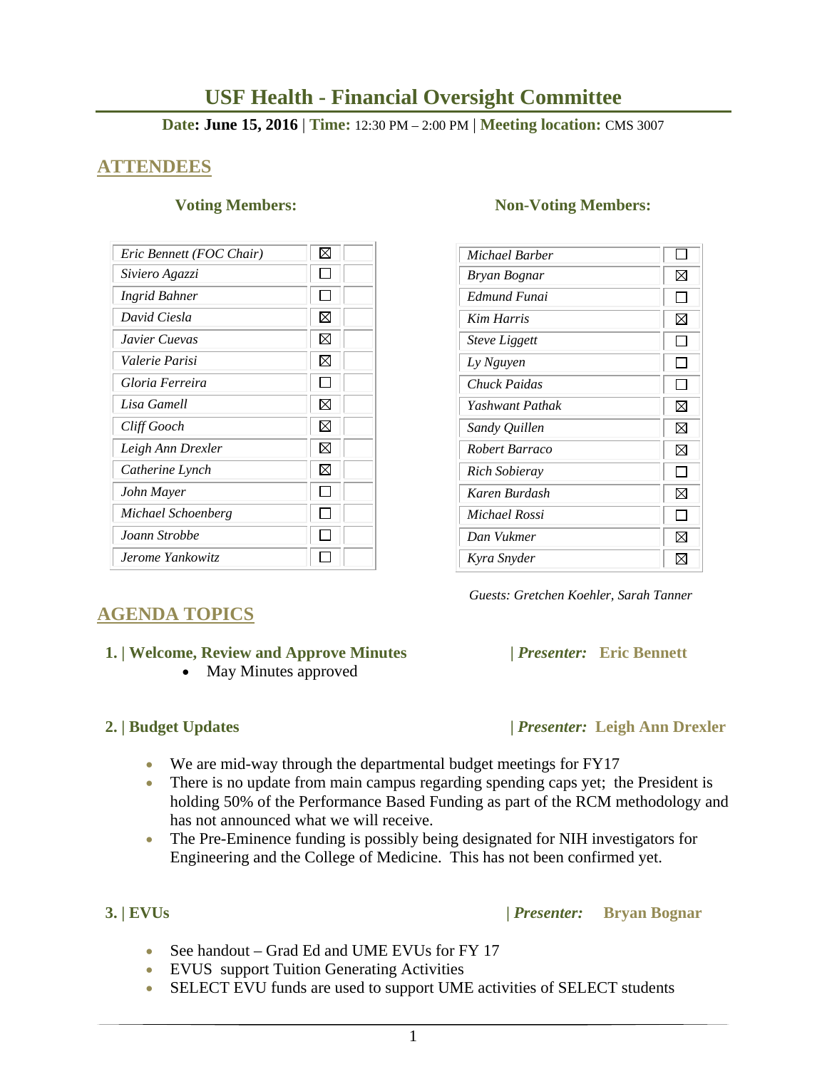# USF Health - Financial Oversight Committee

**Date: June 15, 2016** | **Time:** 12:30 PM – 2:00 PM | **Meeting location:** CMS 3007

## ATTENDEES

### Voting Members:

| | | |
|---|---|---|
| *Eric Bennett (FOC Chair)* | ☒ | |
| *Siviero Agazzi* | ☐ | |
| *Ingrid Bahner* | ☐ | |
| *David Ciesla* | ☒ | |
| *Javier Cuevas* | ☒ | |
| *Valerie Parisi* | ☒ | |
| *Gloria Ferreira* | ☐ | |
| *Lisa Gamell* | ☒ | |
| *Cliff Gooch* | ☒ | |
| *Leigh Ann Drexler* | ☒ | |
| *Catherine Lynch* | ☒ | |
| *John Mayer* | ☐ | |
| *Michael Schoenberg* | ☐ | |
| *Joann Strobbe* | ☐ | |
| *Jerome Yankowitz* | ☐ | |

### Non-Voting Members:

| | |
|---|---|
| *Michael Barber* | ☐ |
| *Bryan Bognar* | ☒ |
| *Edmund Funai* | ☐ |
| *Kim Harris* | ☒ |
| *Steve Liggett* | ☐ |
| *Ly Nguyen* | ☐ |
| *Chuck Paidas* | ☐ |
| *Yashwant Pathak* | ☒ |
| *Sandy Quillen* | ☒ |
| *Robert Barraco* | ☒ |
| *Rich Sobieray* | ☐ |
| *Karen Burdash* | ☒ |
| *Michael Rossi* | ☐ |
| *Dan Vukmer* | ☒ |
| *Kyra Snyder* | ☒ |

*Guests: Gretchen Koehler, Sarah Tanner*

## AGENDA TOPICS

### 1. | Welcome, Review and Approve Minutes | *Presenter:* Eric Bennett

- May Minutes approved

### 2. | Budget Updates | *Presenter:* Leigh Ann Drexler

- We are mid-way through the departmental budget meetings for FY17
- There is no update from main campus regarding spending caps yet; the President is holding 50% of the Performance Based Funding as part of the RCM methodology and has not announced what we will receive.
- The Pre-Eminence funding is possibly being designated for NIH investigators for Engineering and the College of Medicine. This has not been confirmed yet.

### 3. | EVUs | *Presenter:* Bryan Bognar

- See handout – Grad Ed and UME EVUs for FY 17
- EVUS support Tuition Generating Activities
- SELECT EVU funds are used to support UME activities of SELECT students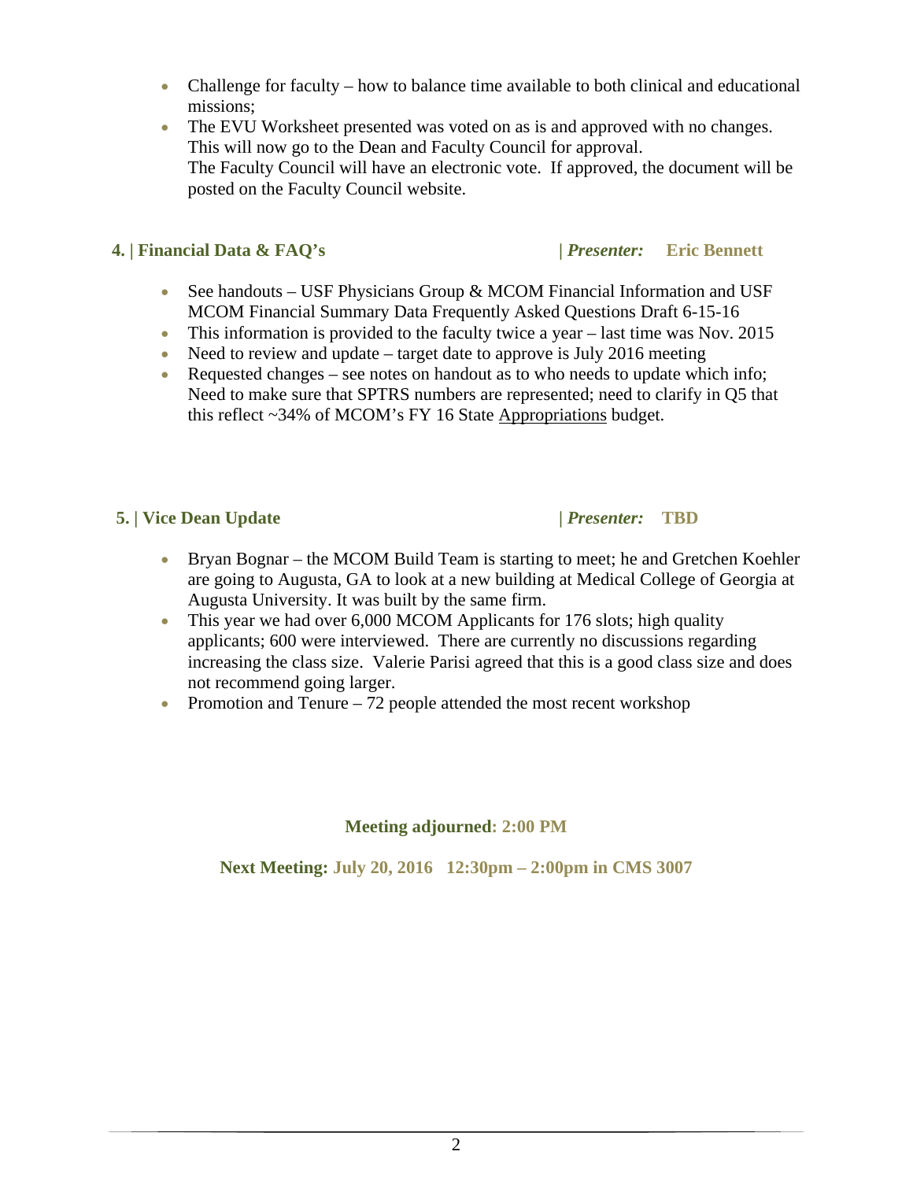- Challenge for faculty – how to balance time available to both clinical and educational missions;
- The EVU Worksheet presented was voted on as is and approved with no changes. This will now go to the Dean and Faculty Council for approval.
  The Faculty Council will have an electronic vote. If approved, the document will be posted on the Faculty Council website.

### 4. | Financial Data & FAQ's | *Presenter:* Eric Bennett

- See handouts – USF Physicians Group & MCOM Financial Information and USF MCOM Financial Summary Data Frequently Asked Questions Draft 6-15-16
- This information is provided to the faculty twice a year – last time was Nov. 2015
- Need to review and update – target date to approve is July 2016 meeting
- Requested changes – see notes on handout as to who needs to update which info; Need to make sure that SPTRS numbers are represented; need to clarify in Q5 that this reflect ~34% of MCOM's FY 16 State Appropriations budget.

### 5. | Vice Dean Update | *Presenter:* TBD

- Bryan Bognar – the MCOM Build Team is starting to meet; he and Gretchen Koehler are going to Augusta, GA to look at a new building at Medical College of Georgia at Augusta University. It was built by the same firm.
- This year we had over 6,000 MCOM Applicants for 176 slots; high quality applicants; 600 were interviewed. There are currently no discussions regarding increasing the class size. Valerie Parisi agreed that this is a good class size and does not recommend going larger.
- Promotion and Tenure – 72 people attended the most recent workshop

**Meeting adjourned: 2:00 PM**

**Next Meeting: July 20, 2016 12:30pm – 2:00pm in CMS 3007**